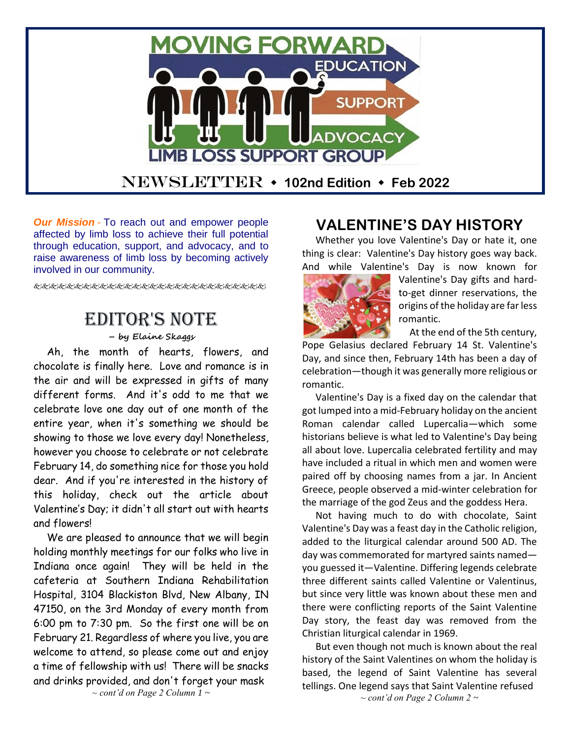# MOVING FORWARD

EDUCATION · SUPPORT · ADVOCACY

LIMB LOSS SUPPORT GROUP

NEWSLETTER ◆ **102nd Edition** ◆ **Feb 2022**

***Our Mission*** - To reach out and empower people affected by limb loss to achieve their full potential through education, support, and advocacy, and to raise awareness of limb loss by becoming actively involved in our community.

## EDITOR'S NOTE

*– by Elaine Skaggs*

Ah, the month of hearts, flowers, and chocolate is finally here. Love and romance is in the air and will be expressed in gifts of many different forms. And it's odd to me that we celebrate love one day out of one month of the entire year, when it's something we should be showing to those we love every day! Nonetheless, however you choose to celebrate or not celebrate February 14, do something nice for those you hold dear. And if you're interested in the history of this holiday, check out the article about Valentine's Day; it didn't all start out with hearts and flowers!

We are pleased to announce that we will begin holding monthly meetings for our folks who live in Indiana once again! They will be held in the cafeteria at Southern Indiana Rehabilitation Hospital, 3104 Blackiston Blvd, New Albany, IN 47150, on the 3rd Monday of every month from 6:00 pm to 7:30 pm. So the first one will be on February 21. Regardless of where you live, you are welcome to attend, so please come out and enjoy a time of fellowship with us! There will be snacks and drinks provided, and don't forget your mask

*~ cont'd on Page 2 Column 1 ~*

## VALENTINE'S DAY HISTORY

Whether you love Valentine's Day or hate it, one thing is clear: Valentine's Day history goes way back. And while Valentine's Day is now known for Valentine's Day gifts and hard-to-get dinner reservations, the origins of the holiday are far less romantic.

At the end of the 5th century, Pope Gelasius declared February 14 St. Valentine's Day, and since then, February 14th has been a day of celebration—though it was generally more religious or romantic.

Valentine's Day is a fixed day on the calendar that got lumped into a mid-February holiday on the ancient Roman calendar called Lupercalia—which some historians believe is what led to Valentine's Day being all about love. Lupercalia celebrated fertility and may have included a ritual in which men and women were paired off by choosing names from a jar. In Ancient Greece, people observed a mid-winter celebration for the marriage of the god Zeus and the goddess Hera.

Not having much to do with chocolate, Saint Valentine's Day was a feast day in the Catholic religion, added to the liturgical calendar around 500 AD. The day was commemorated for martyred saints named—you guessed it—Valentine. Differing legends celebrate three different saints called Valentine or Valentinus, but since very little was known about these men and there were conflicting reports of the Saint Valentine Day story, the feast day was removed from the Christian liturgical calendar in 1969.

But even though not much is known about the real history of the Saint Valentines on whom the holiday is based, the legend of Saint Valentine has several tellings. One legend says that Saint Valentine refused

*~ cont'd on Page 2 Column 2 ~*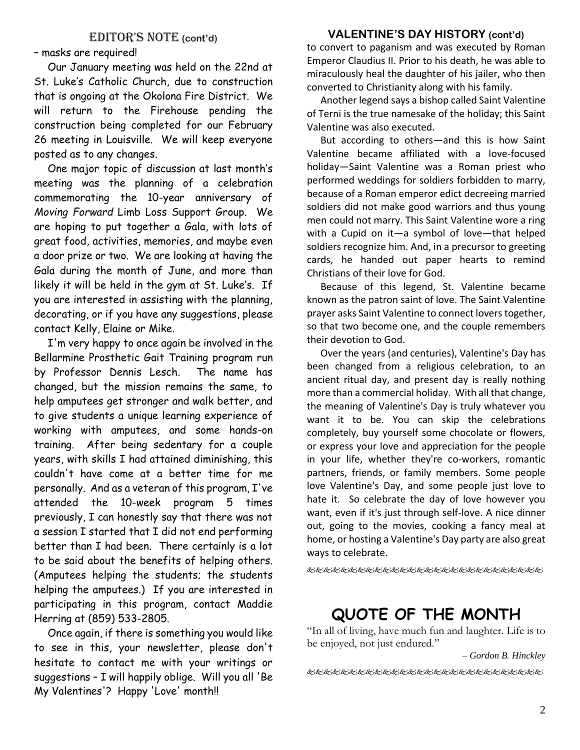## EDITOR'S NOTE (cont'd)

– masks are required!

Our January meeting was held on the 22nd at St. Luke's Catholic Church, due to construction that is ongoing at the Okolona Fire District. We will return to the Firehouse pending the construction being completed for our February 26 meeting in Louisville. We will keep everyone posted as to any changes.

One major topic of discussion at last month's meeting was the planning of a celebration commemorating the 10-year anniversary of *Moving Forward* Limb Loss Support Group. We are hoping to put together a Gala, with lots of great food, activities, memories, and maybe even a door prize or two. We are looking at having the Gala during the month of June, and more than likely it will be held in the gym at St. Luke's. If you are interested in assisting with the planning, decorating, or if you have any suggestions, please contact Kelly, Elaine or Mike.

I'm very happy to once again be involved in the Bellarmine Prosthetic Gait Training program run by Professor Dennis Lesch. The name has changed, but the mission remains the same, to help amputees get stronger and walk better, and to give students a unique learning experience of working with amputees, and some hands-on training. After being sedentary for a couple years, with skills I had attained diminishing, this couldn't have come at a better time for me personally. And as a veteran of this program, I've attended the 10-week program 5 times previously, I can honestly say that there was not a session I started that I did not end performing better than I had been. There certainly is a lot to be said about the benefits of helping others. (Amputees helping the students; the students helping the amputees.) If you are interested in participating in this program, contact Maddie Herring at (859) 533-2805.

Once again, if there is something you would like to see in this, your newsletter, please don't hesitate to contact me with your writings or suggestions – I will happily oblige. Will you all 'Be My Valentines'? Happy 'Love' month!!

## VALENTINE'S DAY HISTORY (cont'd)

to convert to paganism and was executed by Roman Emperor Claudius II. Prior to his death, he was able to miraculously heal the daughter of his jailer, who then converted to Christianity along with his family.

Another legend says a bishop called Saint Valentine of Terni is the true namesake of the holiday; this Saint Valentine was also executed.

But according to others—and this is how Saint Valentine became affiliated with a love-focused holiday—Saint Valentine was a Roman priest who performed weddings for soldiers forbidden to marry, because of a Roman emperor edict decreeing married soldiers did not make good warriors and thus young men could not marry. This Saint Valentine wore a ring with a Cupid on it—a symbol of love—that helped soldiers recognize him. And, in a precursor to greeting cards, he handed out paper hearts to remind Christians of their love for God.

Because of this legend, St. Valentine became known as the patron saint of love. The Saint Valentine prayer asks Saint Valentine to connect lovers together, so that two become one, and the couple remembers their devotion to God.

Over the years (and centuries), Valentine's Day has been changed from a religious celebration, to an ancient ritual day, and present day is really nothing more than a commercial holiday. With all that change, the meaning of Valentine's Day is truly whatever you want it to be. You can skip the celebrations completely, buy yourself some chocolate or flowers, or express your love and appreciation for the people in your life, whether they're co-workers, romantic partners, friends, or family members. Some people love Valentine's Day, and some people just love to hate it. So celebrate the day of love however you want, even if it's just through self-love. A nice dinner out, going to the movies, cooking a fancy meal at home, or hosting a Valentine's Day party are also great ways to celebrate.

# QUOTE OF THE MONTH

"In all of living, have much fun and laughter. Life is to be enjoyed, not just endured."

*– Gordon B. Hinckley*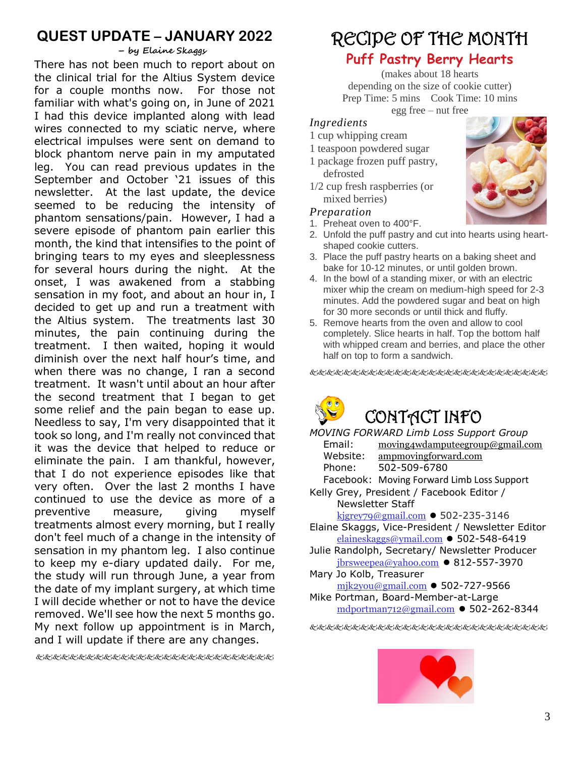## QUEST UPDATE – JANUARY 2022

*– by Elaine Skaggs*

There has not been much to report about on the clinical trial for the Altius System device for a couple months now. For those not familiar with what's going on, in June of 2021 I had this device implanted along with lead wires connected to my sciatic nerve, where electrical impulses were sent on demand to block phantom nerve pain in my amputated leg. You can read previous updates in the September and October '21 issues of this newsletter. At the last update, the device seemed to be reducing the intensity of phantom sensations/pain. However, I had a severe episode of phantom pain earlier this month, the kind that intensifies to the point of bringing tears to my eyes and sleeplessness for several hours during the night. At the onset, I was awakened from a stabbing sensation in my foot, and about an hour in, I decided to get up and run a treatment with the Altius system. The treatments last 30 minutes, the pain continuing during the treatment. I then waited, hoping it would diminish over the next half hour's time, and when there was no change, I ran a second treatment. It wasn't until about an hour after the second treatment that I began to get some relief and the pain began to ease up. Needless to say, I'm very disappointed that it took so long, and I'm really not convinced that it was the device that helped to reduce or eliminate the pain. I am thankful, however, that I do not experience episodes like that very often. Over the last 2 months I have continued to use the device as more of a preventive measure, giving myself treatments almost every morning, but I really don't feel much of a change in the intensity of sensation in my phantom leg. I also continue to keep my e-diary updated daily. For me, the study will run through June, a year from the date of my implant surgery, at which time I will decide whether or not to have the device removed. We'll see how the next 5 months go. My next follow up appointment is in March, and I will update if there are any changes.

# RECIPE OF THE MONTH

## Puff Pastry Berry Hearts

(makes about 18 hearts depending on the size of cookie cutter)
Prep Time: 5 mins  Cook Time: 10 mins
egg free – nut free

### *Ingredients*

1 cup whipping cream
1 teaspoon powdered sugar
1 package frozen puff pastry, defrosted
1/2 cup fresh raspberries (or mixed berries)

### *Preparation*

1. Preheat oven to 400°F.
2. Unfold the puff pastry and cut into hearts using heart-shaped cookie cutters.
3. Place the puff pastry hearts on a baking sheet and bake for 10-12 minutes, or until golden brown.
4. In the bowl of a standing mixer, or with an electric mixer whip the cream on medium-high speed for 2-3 minutes. Add the powdered sugar and beat on high for 30 more seconds or until thick and fluffy.
5. Remove hearts from the oven and allow to cool completely. Slice hearts in half. Top the bottom half with whipped cream and berries, and place the other half on top to form a sandwich.

# CONTACT INFO

*MOVING FORWARD Limb Loss Support Group*

Email: moving4wdamputeegroup@gmail.com
Website: ampmovingforward.com
Phone: 502-509-6780
Facebook: Moving Forward Limb Loss Support

Kelly Grey, President / Facebook Editor / Newsletter Staff
kjgrey79@gmail.com ● 502-235-3146

Elaine Skaggs, Vice-President / Newsletter Editor
elaineskaggs@ymail.com ● 502-548-6419

Julie Randolph, Secretary/ Newsletter Producer
jbrsweepea@yahoo.com ● 812-557-3970

Mary Jo Kolb, Treasurer
mjk2you@gmail.com ● 502-727-9566

Mike Portman, Board-Member-at-Large
mdportman712@gmail.com ● 502-262-8344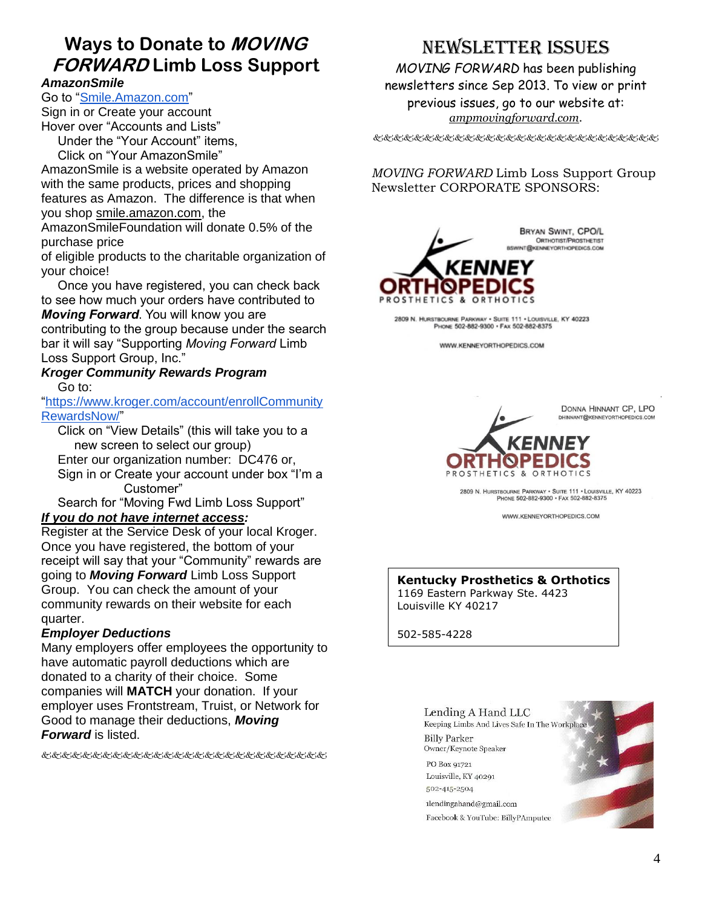# Ways to Donate to *MOVING FORWARD* Limb Loss Support

***AmazonSmile***

Go to "Smile.Amazon.com"

Sign in or Create your account

Hover over "Accounts and Lists"

Under the "Your Account" items,

Click on "Your AmazonSmile"

AmazonSmile is a website operated by Amazon with the same products, prices and shopping features as Amazon. The difference is that when you shop smile.amazon.com, the AmazonSmileFoundation will donate 0.5% of the purchase price of eligible products to the charitable organization of your choice!

Once you have registered, you can check back to see how much your orders have contributed to ***Moving Forward***. You will know you are contributing to the group because under the search bar it will say "Supporting *Moving Forward* Limb Loss Support Group, Inc."

***Kroger Community Rewards Program***

Go to: "https://www.kroger.com/account/enrollCommunityRewardsNow/"

Click on "View Details" (this will take you to a new screen to select our group)

Enter our organization number: DC476 or,

Sign in or Create your account under box "I'm a Customer"

Search for "Moving Fwd Limb Loss Support"

***If you do not have internet access:***

Register at the Service Desk of your local Kroger. Once you have registered, the bottom of your receipt will say that your "Community" rewards are going to ***Moving Forward*** Limb Loss Support Group. You can check the amount of your community rewards on their website for each quarter.

***Employer Deductions***

Many employers offer employees the opportunity to have automatic payroll deductions which are donated to a charity of their choice. Some companies will **MATCH** your donation. If your employer uses Frontstream, Truist, or Network for Good to manage their deductions, ***Moving Forward*** is listed.

&&&&&&&&&&&&&&&&&&&&&&&&&&&&&&&&

# NEWSLETTER ISSUES

*MOVING FORWARD* has been publishing newsletters since Sep 2013. To view or print previous issues, go to our website at: *ampmovingforward.com*.

&&&&&&&&&&&&&&&&&&&&&&&&&&&&&&&&

*MOVING FORWARD* Limb Loss Support Group Newsletter CORPORATE SPONSORS:

**KENNEY ORTHOPEDICS** — PROSTHETICS & ORTHOTICS
Bryan Swint, CPO/L
Orthotist/Prosthetist
bswint@kenneyorthopedics.com
2809 N. Hurstbourne Parkway • Suite 111 • Louisville, KY 40223
Phone 502-882-9300 • Fax 502-882-8375
www.kenneyorthopedics.com

**KENNEY ORTHOPEDICS** — PROSTHETICS & ORTHOTICS
Donna Hinnant CP, LPO
dhinnant@kenneyorthopedics.com
2809 N. Hurstbourne Parkway • Suite 111 • Louisville, KY 40223
Phone 502-882-9300 • Fax 502-882-8375
www.kenneyorthopedics.com

**Kentucky Prosthetics & Orthotics**
1169 Eastern Parkway Ste. 4423
Louisville KY 40217

502-585-4228

Lending A Hand LLC
Keeping Limbs And Lives Safe In The Workplace
Billy Parker
Owner/Keynote Speaker
PO Box 91721
Louisville, KY 40291
502-415-2504
1lendingahand@gmail.com
Facebook & YouTube: BillyPAmputee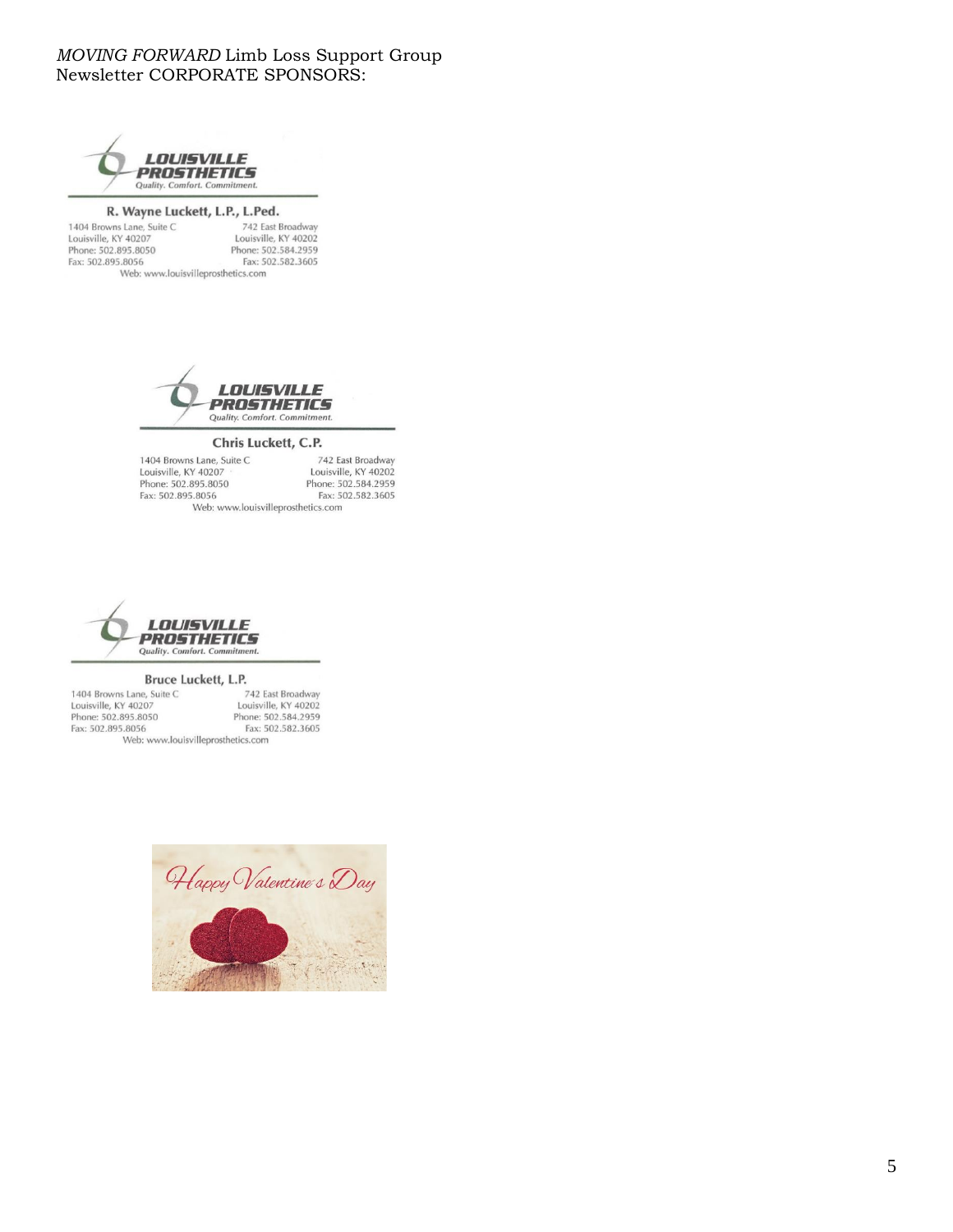*MOVING FORWARD* Limb Loss Support Group Newsletter CORPORATE SPONSORS:

**LOUISVILLE PROSTHETICS**
*Quality. Comfort. Commitment.*

**R. Wayne Luckett, L.P., L.Ped.**

1404 Browns Lane, Suite C
Louisville, KY 40207
Phone: 502.895.8050
Fax: 502.895.8056

742 East Broadway
Louisville, KY 40202
Phone: 502.584.2959
Fax: 502.582.3605

Web: www.louisvilleprosthetics.com

**LOUISVILLE PROSTHETICS**
*Quality. Comfort. Commitment.*

**Chris Luckett, C.P.**

1404 Browns Lane, Suite C
Louisville, KY 40207
Phone: 502.895.8050
Fax: 502.895.8056

742 East Broadway
Louisville, KY 40202
Phone: 502.584.2959
Fax: 502.582.3605

Web: www.louisvilleprosthetics.com

**LOUISVILLE PROSTHETICS**
*Quality. Comfort. Commitment.*

**Bruce Luckett, L.P.**

1404 Browns Lane, Suite C
Louisville, KY 40207
Phone: 502.895.8050
Fax: 502.895.8056

742 East Broadway
Louisville, KY 40202
Phone: 502.584.2959
Fax: 502.582.3605

Web: www.louisvilleprosthetics.com

*Happy Valentine's Day*